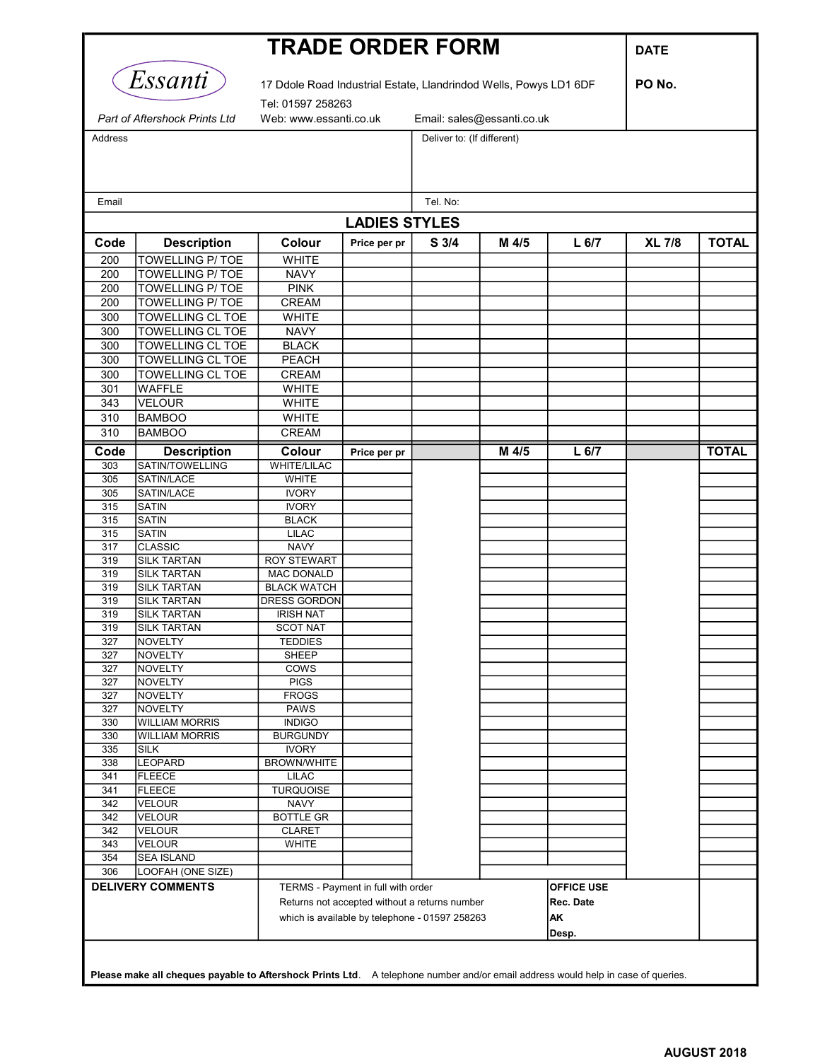# TRADE ORDER FORM

*Essanti*

*Part of Aftershock Prints Ltd*

17 Ddole Road Industrial Estate, Llandrindod Wells, Powys LD1 6DF

Tel: 01597 258263

Web: www.essanti.co.uk    Email: sales@essanti.co.uk

**DATE**

**PO No.**

Address

Deliver to: (If different)

Email

Tel. No:

## LADIES STYLES

| Code | Description | Colour | Price per pr | S 3/4 | M 4/5 | L 6/7 | XL 7/8 | TOTAL |
|---|---|---|---|---|---|---|---|---|
| 200 | TOWELLING P/ TOE | WHITE | | | | | | |
| 200 | TOWELLING P/ TOE | NAVY | | | | | | |
| 200 | TOWELLING P/ TOE | PINK | | | | | | |
| 200 | TOWELLING P/ TOE | CREAM | | | | | | |
| 300 | TOWELLING CL TOE | WHITE | | | | | | |
| 300 | TOWELLING CL TOE | NAVY | | | | | | |
| 300 | TOWELLING CL TOE | BLACK | | | | | | |
| 300 | TOWELLING CL TOE | PEACH | | | | | | |
| 300 | TOWELLING CL TOE | CREAM | | | | | | |
| 301 | WAFFLE | WHITE | | | | | | |
| 343 | VELOUR | WHITE | | | | | | |
| 310 | BAMBOO | WHITE | | | | | | |
| 310 | BAMBOO | CREAM | | | | | | |

| Code | Description | Colour | Price per pr | M 4/5 | L 6/7 | TOTAL |
|---|---|---|---|---|---|---|
| 303 | SATIN/TOWELLING | WHITE/LILAC | | | | |
| 305 | SATIN/LACE | WHITE | | | | |
| 305 | SATIN/LACE | IVORY | | | | |
| 315 | SATIN | IVORY | | | | |
| 315 | SATIN | BLACK | | | | |
| 315 | SATIN | LILAC | | | | |
| 317 | CLASSIC | NAVY | | | | |
| 319 | SILK TARTAN | ROY STEWART | | | | |
| 319 | SILK TARTAN | MAC DONALD | | | | |
| 319 | SILK TARTAN | BLACK WATCH | | | | |
| 319 | SILK TARTAN | DRESS GORDON | | | | |
| 319 | SILK TARTAN | IRISH NAT | | | | |
| 319 | SILK TARTAN | SCOT NAT | | | | |
| 327 | NOVELTY | TEDDIES | | | | |
| 327 | NOVELTY | SHEEP | | | | |
| 327 | NOVELTY | COWS | | | | |
| 327 | NOVELTY | PIGS | | | | |
| 327 | NOVELTY | FROGS | | | | |
| 327 | NOVELTY | PAWS | | | | |
| 330 | WILLIAM MORRIS | INDIGO | | | | |
| 330 | WILLIAM MORRIS | BURGUNDY | | | | |
| 335 | SILK | IVORY | | | | |
| 338 | LEOPARD | BROWN/WHITE | | | | |
| 341 | FLEECE | LILAC | | | | |
| 341 | FLEECE | TURQUOISE | | | | |
| 342 | VELOUR | NAVY | | | | |
| 342 | VELOUR | BOTTLE GR | | | | |
| 342 | VELOUR | CLARET | | | | |
| 343 | VELOUR | WHITE | | | | |
| 354 | SEA ISLAND | | | | | |
| 306 | LOOFAH (ONE SIZE) | | | | | |

**DELIVERY COMMENTS**

TERMS - Payment in full with order
Returns not accepted without a returns number
which is available by telephone - 01597 258263

**OFFICE USE**
**Rec. Date**
**AK**
**Desp.**

**Please make all cheques payable to Aftershock Prints Ltd**. A telephone number and/or email address would help in case of queries.

**AUGUST 2018**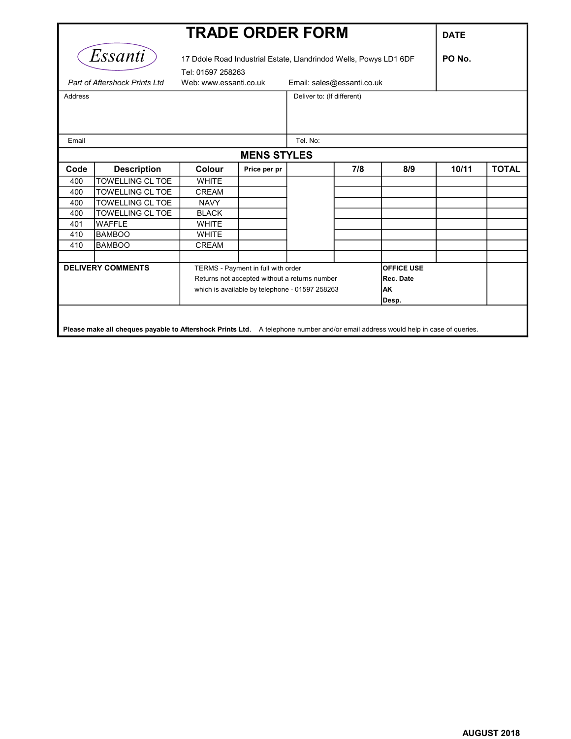# TRADE ORDER FORM

*Essanti*

*Part of Aftershock Prints Ltd*

17 Ddole Road Industrial Estate, Llandrindod Wells, Powys LD1 6DF

Tel: 01597 258263

Web: www.essanti.co.uk    Email: sales@essanti.co.uk

**DATE**

**PO No.**

Address

Deliver to: (If different)

Email

Tel. No:

## MENS STYLES

| Code | Description | Colour | Price per pr | | 7/8 | 8/9 | 10/11 | TOTAL |
|---|---|---|---|---|---|---|---|---|
| 400 | TOWELLING CL TOE | WHITE | | | | | | |
| 400 | TOWELLING CL TOE | CREAM | | | | | | |
| 400 | TOWELLING CL TOE | NAVY | | | | | | |
| 400 | TOWELLING CL TOE | BLACK | | | | | | |
| 401 | WAFFLE | WHITE | | | | | | |
| 410 | BAMBOO | WHITE | | | | | | |
| 410 | BAMBOO | CREAM | | | | | | |
| | | | | | | | | |

**DELIVERY COMMENTS**

TERMS - Payment in full with order
Returns not accepted without a returns number
which is available by telephone - 01597 258263

**OFFICE USE**
**Rec. Date**
**AK**
**Desp.**

**Please make all cheques payable to Aftershock Prints Ltd**. A telephone number and/or email address would help in case of queries.

**AUGUST 2018**